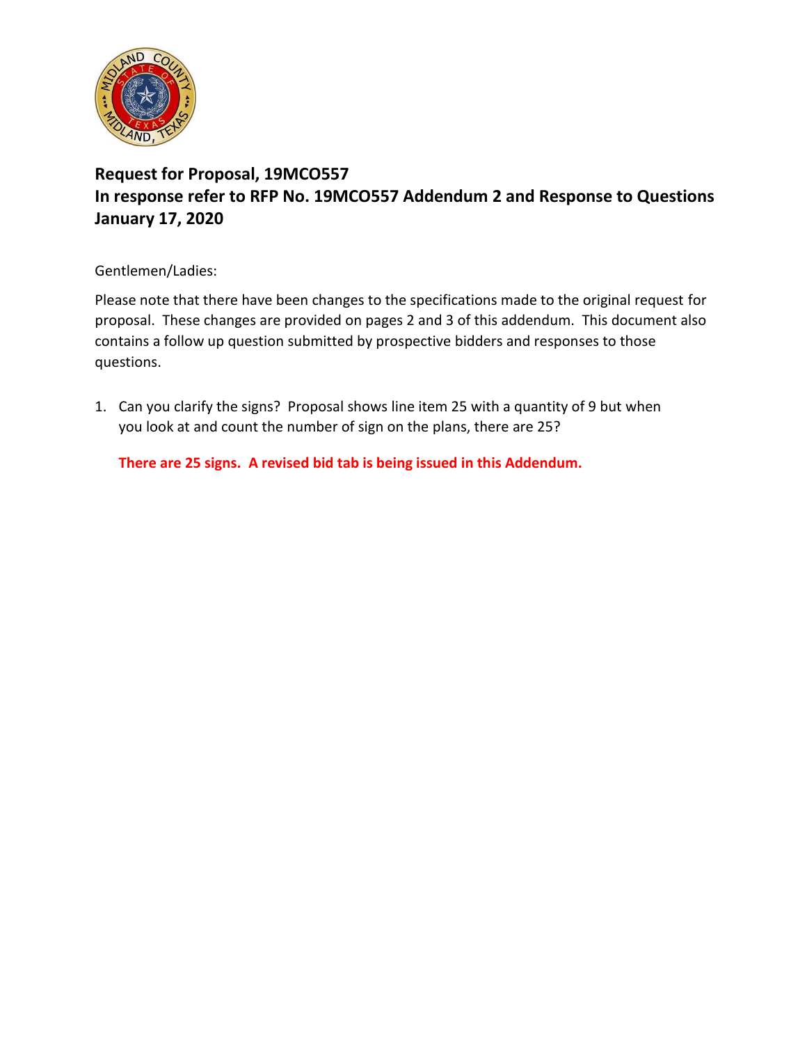## Request for Proposal, 19MCO557
## In response refer to RFP No. 19MCO557 Addendum 2 and Response to Questions
## January 17, 2020

Gentlemen/Ladies:

Please note that there have been changes to the specifications made to the original request for proposal. These changes are provided on pages 2 and 3 of this addendum. This document also contains a follow up question submitted by prospective bidders and responses to those questions.

1. Can you clarify the signs? Proposal shows line item 25 with a quantity of 9 but when you look at and count the number of sign on the plans, there are 25?

   **There are 25 signs. A revised bid tab is being issued in this Addendum.**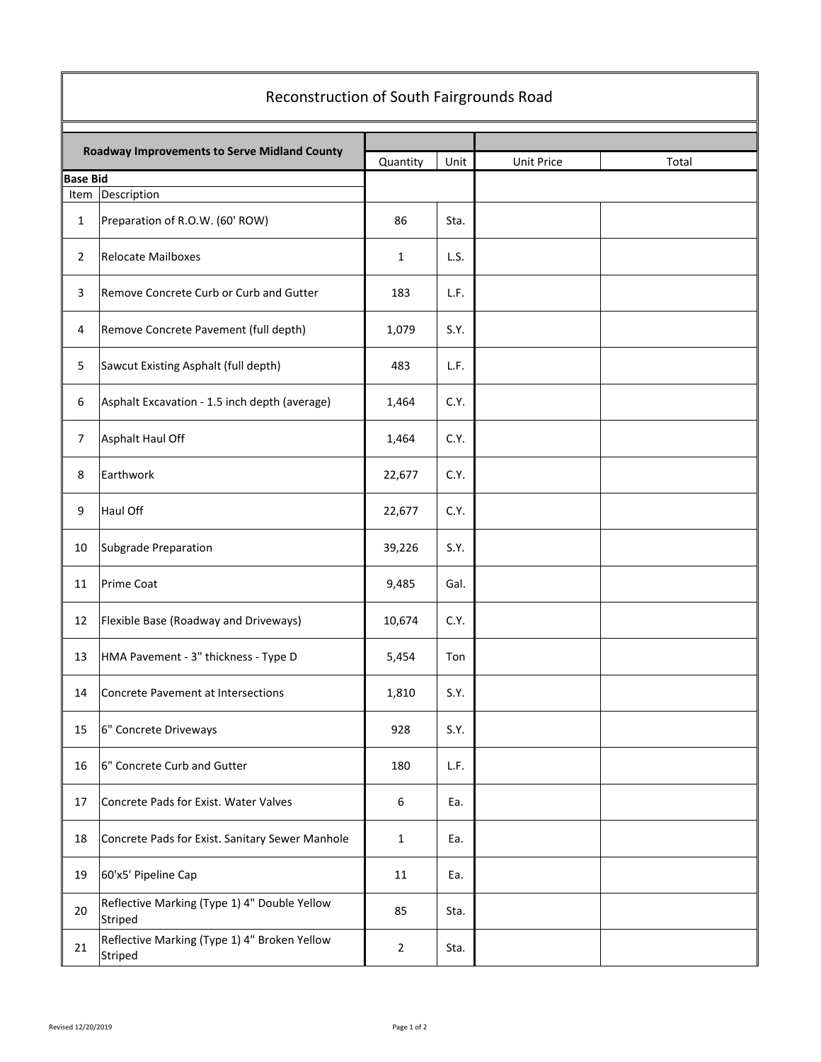# Reconstruction of South Fairgrounds Road

| Roadway Improvements to Serve Midland County | | Quantity | Unit | Unit Price | Total |
|---|---|---|---|---|---|
| **Base Bid** | | | | | |
| Item | Description | | | | |
| 1 | Preparation of R.O.W. (60' ROW) | 86 | Sta. | | |
| 2 | Relocate Mailboxes | 1 | L.S. | | |
| 3 | Remove Concrete Curb or Curb and Gutter | 183 | L.F. | | |
| 4 | Remove Concrete Pavement (full depth) | 1,079 | S.Y. | | |
| 5 | Sawcut Existing Asphalt (full depth) | 483 | L.F. | | |
| 6 | Asphalt Excavation - 1.5 inch depth (average) | 1,464 | C.Y. | | |
| 7 | Asphalt Haul Off | 1,464 | C.Y. | | |
| 8 | Earthwork | 22,677 | C.Y. | | |
| 9 | Haul Off | 22,677 | C.Y. | | |
| 10 | Subgrade Preparation | 39,226 | S.Y. | | |
| 11 | Prime Coat | 9,485 | Gal. | | |
| 12 | Flexible Base (Roadway and Driveways) | 10,674 | C.Y. | | |
| 13 | HMA Pavement - 3" thickness - Type D | 5,454 | Ton | | |
| 14 | Concrete Pavement at Intersections | 1,810 | S.Y. | | |
| 15 | 6" Concrete Driveways | 928 | S.Y. | | |
| 16 | 6" Concrete Curb and Gutter | 180 | L.F. | | |
| 17 | Concrete Pads for Exist. Water Valves | 6 | Ea. | | |
| 18 | Concrete Pads for Exist. Sanitary Sewer Manhole | 1 | Ea. | | |
| 19 | 60'x5' Pipeline Cap | 11 | Ea. | | |
| 20 | Reflective Marking (Type 1) 4" Double Yellow Striped | 85 | Sta. | | |
| 21 | Reflective Marking (Type 1) 4" Broken Yellow Striped | 2 | Sta. | | |

Revised 12/20/2019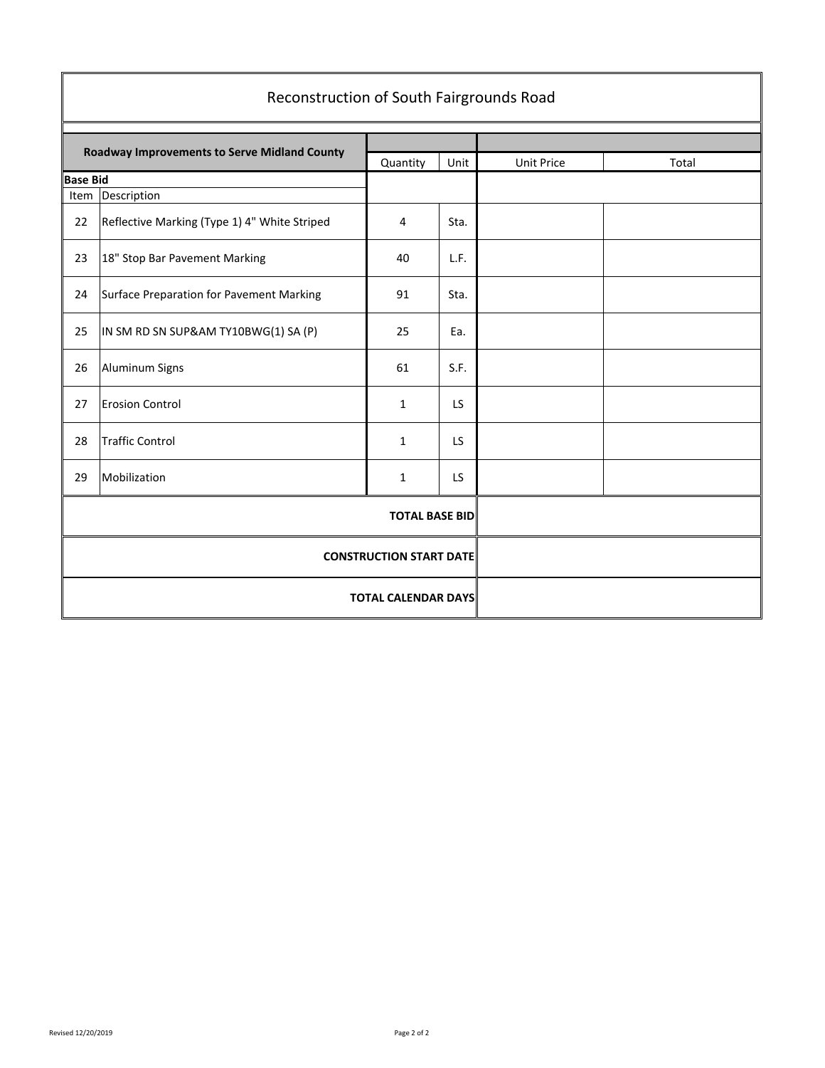# Reconstruction of South Fairgrounds Road

| Roadway Improvements to Serve Midland County | | Quantity | Unit | Unit Price | Total |
|---|---|---|---|---|---|
| **Base Bid** | | | | | |
| Item | Description | | | | |
| 22 | Reflective Marking (Type 1) 4" White Striped | 4 | Sta. | | |
| 23 | 18" Stop Bar Pavement Marking | 40 | L.F. | | |
| 24 | Surface Preparation for Pavement Marking | 91 | Sta. | | |
| 25 | IN SM RD SN SUP&AM TY10BWG(1) SA (P) | 25 | Ea. | | |
| 26 | Aluminum Signs | 61 | S.F. | | |
| 27 | Erosion Control | 1 | LS | | |
| 28 | Traffic Control | 1 | LS | | |
| 29 | Mobilization | 1 | LS | | |
| **TOTAL BASE BID** | | | | | |
| **CONSTRUCTION START DATE** | | | | | |
| **TOTAL CALENDAR DAYS** | | | | | |

Revised 12/20/2019